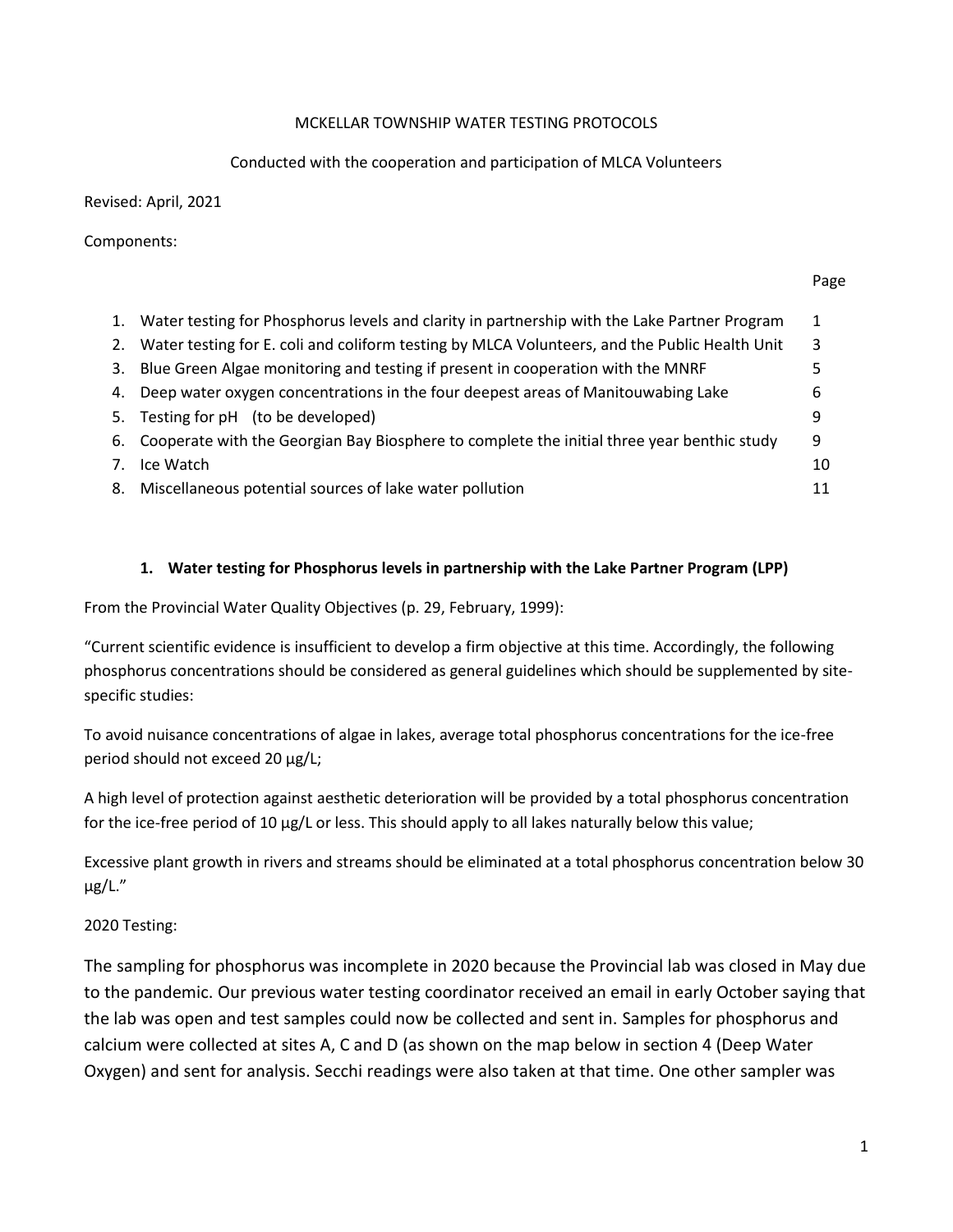MCKELLAR TOWNSHIP WATER TESTING PROTOCOLS

Conducted with the cooperation and participation of MLCA Volunteers

Revised: April, 2021

Components:

| | | Page |
|---|---|---|
| 1. | Water testing for Phosphorus levels and clarity in partnership with the Lake Partner Program | 1 |
| 2. | Water testing for E. coli and coliform testing by MLCA Volunteers, and the Public Health Unit | 3 |
| 3. | Blue Green Algae monitoring and testing if present in cooperation with the MNRF | 5 |
| 4. | Deep water oxygen concentrations in the four deepest areas of Manitouwabing Lake | 6 |
| 5. | Testing for pH (to be developed) | 9 |
| 6. | Cooperate with the Georgian Bay Biosphere to complete the initial three year benthic study | 9 |
| 7. | Ice Watch | 10 |
| 8. | Miscellaneous potential sources of lake water pollution | 11 |

## 1. Water testing for Phosphorus levels in partnership with the Lake Partner Program (LPP)

From the Provincial Water Quality Objectives (p. 29, February, 1999):

"Current scientific evidence is insufficient to develop a firm objective at this time. Accordingly, the following phosphorus concentrations should be considered as general guidelines which should be supplemented by site-specific studies:

To avoid nuisance concentrations of algae in lakes, average total phosphorus concentrations for the ice-free period should not exceed 20 µg/L;

A high level of protection against aesthetic deterioration will be provided by a total phosphorus concentration for the ice-free period of 10 µg/L or less. This should apply to all lakes naturally below this value;

Excessive plant growth in rivers and streams should be eliminated at a total phosphorus concentration below 30 µg/L."

2020 Testing:

The sampling for phosphorus was incomplete in 2020 because the Provincial lab was closed in May due to the pandemic. Our previous water testing coordinator received an email in early October saying that the lab was open and test samples could now be collected and sent in. Samples for phosphorus and calcium were collected at sites A, C and D (as shown on the map below in section 4 (Deep Water Oxygen) and sent for analysis. Secchi readings were also taken at that time. One other sampler was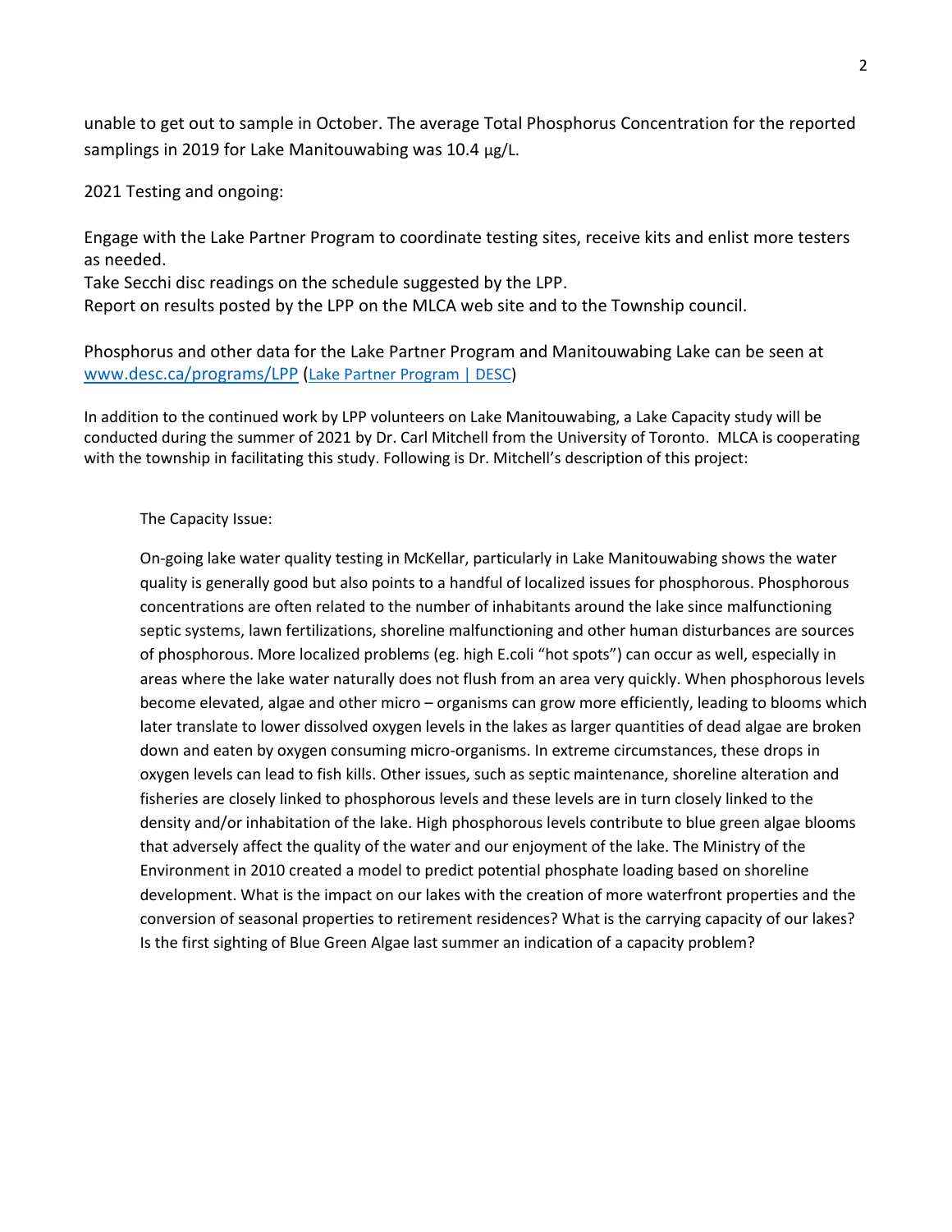unable to get out to sample in October. The average Total Phosphorus Concentration for the reported samplings in 2019 for Lake Manitouwabing was 10.4 μg/L.

2021 Testing and ongoing:

Engage with the Lake Partner Program to coordinate testing sites, receive kits and enlist more testers as needed.
Take Secchi disc readings on the schedule suggested by the LPP.
Report on results posted by the LPP on the MLCA web site and to the Township council.

Phosphorus and other data for the Lake Partner Program and Manitouwabing Lake can be seen at [www.desc.ca/programs/LPP](www.desc.ca/programs/LPP) (Lake Partner Program | DESC)

In addition to the continued work by LPP volunteers on Lake Manitouwabing, a Lake Capacity study will be conducted during the summer of 2021 by Dr. Carl Mitchell from the University of Toronto. MLCA is cooperating with the township in facilitating this study. Following is Dr. Mitchell's description of this project:

> The Capacity Issue:
>
> On-going lake water quality testing in McKellar, particularly in Lake Manitouwabing shows the water quality is generally good but also points to a handful of localized issues for phosphorous. Phosphorous concentrations are often related to the number of inhabitants around the lake since malfunctioning septic systems, lawn fertilizations, shoreline malfunctioning and other human disturbances are sources of phosphorous. More localized problems (eg. high E.coli "hot spots") can occur as well, especially in areas where the lake water naturally does not flush from an area very quickly. When phosphorous levels become elevated, algae and other micro – organisms can grow more efficiently, leading to blooms which later translate to lower dissolved oxygen levels in the lakes as larger quantities of dead algae are broken down and eaten by oxygen consuming micro-organisms. In extreme circumstances, these drops in oxygen levels can lead to fish kills. Other issues, such as septic maintenance, shoreline alteration and fisheries are closely linked to phosphorous levels and these levels are in turn closely linked to the density and/or inhabitation of the lake. High phosphorous levels contribute to blue green algae blooms that adversely affect the quality of the water and our enjoyment of the lake. The Ministry of the Environment in 2010 created a model to predict potential phosphate loading based on shoreline development. What is the impact on our lakes with the creation of more waterfront properties and the conversion of seasonal properties to retirement residences? What is the carrying capacity of our lakes? Is the first sighting of Blue Green Algae last summer an indication of a capacity problem?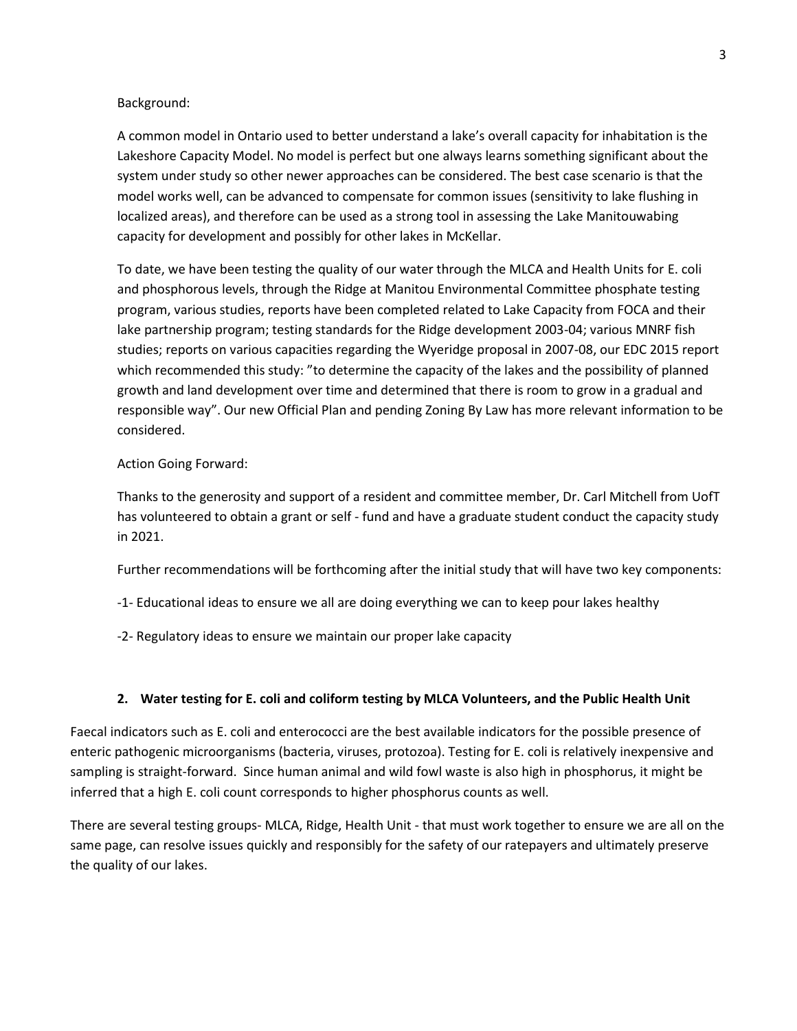Background:

A common model in Ontario used to better understand a lake's overall capacity for inhabitation is the Lakeshore Capacity Model. No model is perfect but one always learns something significant about the system under study so other newer approaches can be considered. The best case scenario is that the model works well, can be advanced to compensate for common issues (sensitivity to lake flushing in localized areas), and therefore can be used as a strong tool in assessing the Lake Manitouwabing capacity for development and possibly for other lakes in McKellar.

To date, we have been testing the quality of our water through the MLCA and Health Units for E. coli and phosphorous levels, through the Ridge at Manitou Environmental Committee phosphate testing program, various studies, reports have been completed related to Lake Capacity from FOCA and their lake partnership program; testing standards for the Ridge development 2003-04; various MNRF fish studies; reports on various capacities regarding the Wyeridge proposal in 2007-08, our EDC 2015 report which recommended this study: "to determine the capacity of the lakes and the possibility of planned growth and land development over time and determined that there is room to grow in a gradual and responsible way". Our new Official Plan and pending Zoning By Law has more relevant information to be considered.

Action Going Forward:

Thanks to the generosity and support of a resident and committee member, Dr. Carl Mitchell from UofT has volunteered to obtain a grant or self - fund and have a graduate student conduct the capacity study in 2021.

Further recommendations will be forthcoming after the initial study that will have two key components:

-1- Educational ideas to ensure we all are doing everything we can to keep pour lakes healthy

-2- Regulatory ideas to ensure we maintain our proper lake capacity

**2. Water testing for E. coli and coliform testing by MLCA Volunteers, and the Public Health Unit**

Faecal indicators such as E. coli and enterococci are the best available indicators for the possible presence of enteric pathogenic microorganisms (bacteria, viruses, protozoa). Testing for E. coli is relatively inexpensive and sampling is straight-forward. Since human animal and wild fowl waste is also high in phosphorus, it might be inferred that a high E. coli count corresponds to higher phosphorus counts as well.

There are several testing groups- MLCA, Ridge, Health Unit - that must work together to ensure we are all on the same page, can resolve issues quickly and responsibly for the safety of our ratepayers and ultimately preserve the quality of our lakes.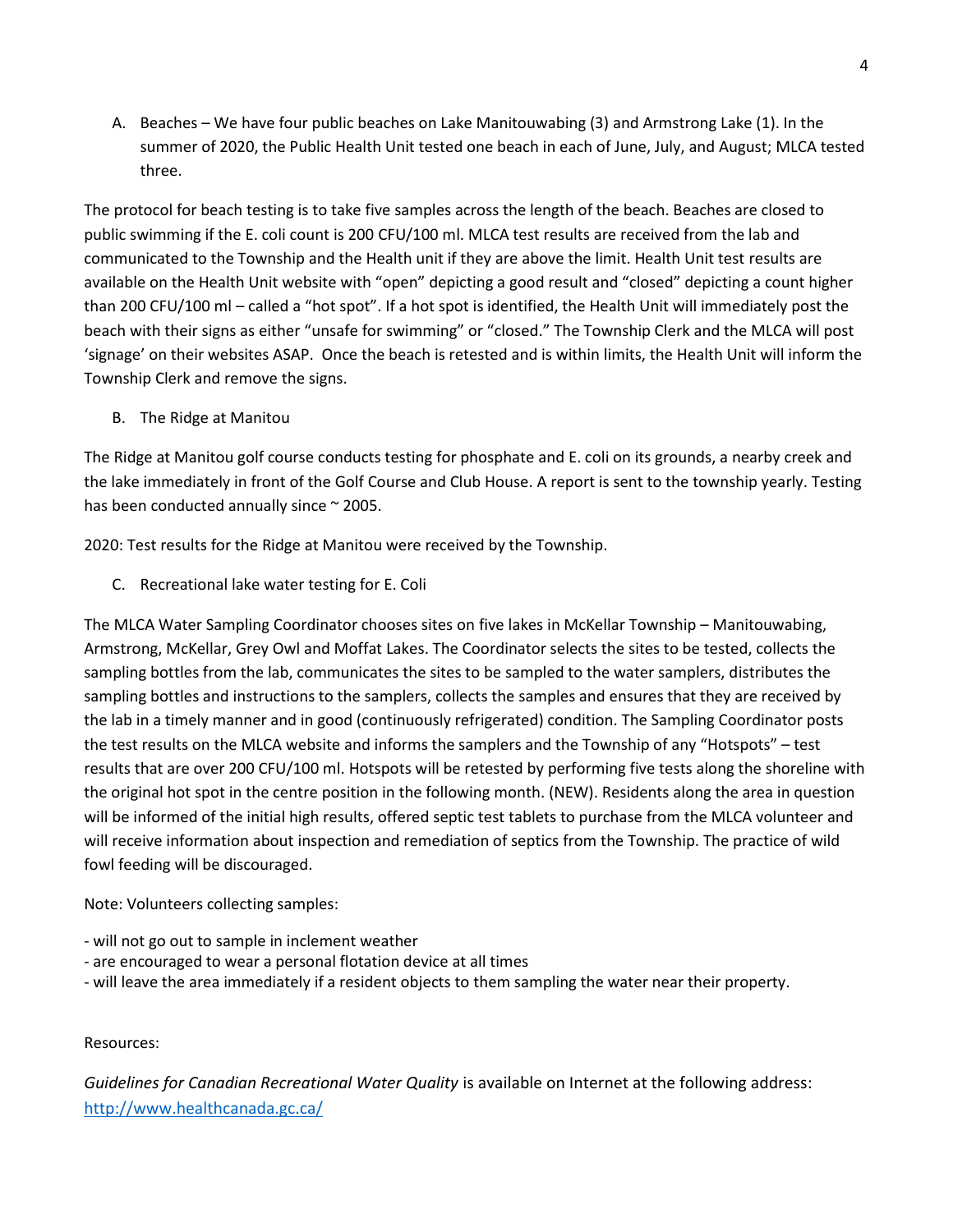A. Beaches – We have four public beaches on Lake Manitouwabing (3) and Armstrong Lake (1). In the summer of 2020, the Public Health Unit tested one beach in each of June, July, and August; MLCA tested three.

The protocol for beach testing is to take five samples across the length of the beach. Beaches are closed to public swimming if the E. coli count is 200 CFU/100 ml. MLCA test results are received from the lab and communicated to the Township and the Health unit if they are above the limit. Health Unit test results are available on the Health Unit website with "open" depicting a good result and "closed" depicting a count higher than 200 CFU/100 ml – called a "hot spot". If a hot spot is identified, the Health Unit will immediately post the beach with their signs as either "unsafe for swimming" or "closed." The Township Clerk and the MLCA will post 'signage' on their websites ASAP. Once the beach is retested and is within limits, the Health Unit will inform the Township Clerk and remove the signs.

B. The Ridge at Manitou

The Ridge at Manitou golf course conducts testing for phosphate and E. coli on its grounds, a nearby creek and the lake immediately in front of the Golf Course and Club House. A report is sent to the township yearly. Testing has been conducted annually since ~ 2005.

2020: Test results for the Ridge at Manitou were received by the Township.

C. Recreational lake water testing for E. Coli

The MLCA Water Sampling Coordinator chooses sites on five lakes in McKellar Township – Manitouwabing, Armstrong, McKellar, Grey Owl and Moffat Lakes. The Coordinator selects the sites to be tested, collects the sampling bottles from the lab, communicates the sites to be sampled to the water samplers, distributes the sampling bottles and instructions to the samplers, collects the samples and ensures that they are received by the lab in a timely manner and in good (continuously refrigerated) condition. The Sampling Coordinator posts the test results on the MLCA website and informs the samplers and the Township of any "Hotspots" – test results that are over 200 CFU/100 ml. Hotspots will be retested by performing five tests along the shoreline with the original hot spot in the centre position in the following month. (NEW). Residents along the area in question will be informed of the initial high results, offered septic test tablets to purchase from the MLCA volunteer and will receive information about inspection and remediation of septics from the Township. The practice of wild fowl feeding will be discouraged.

Note: Volunteers collecting samples:

- will not go out to sample in inclement weather
- are encouraged to wear a personal flotation device at all times
- will leave the area immediately if a resident objects to them sampling the water near their property.

Resources:

*Guidelines for Canadian Recreational Water Quality* is available on Internet at the following address: http://www.healthcanada.gc.ca/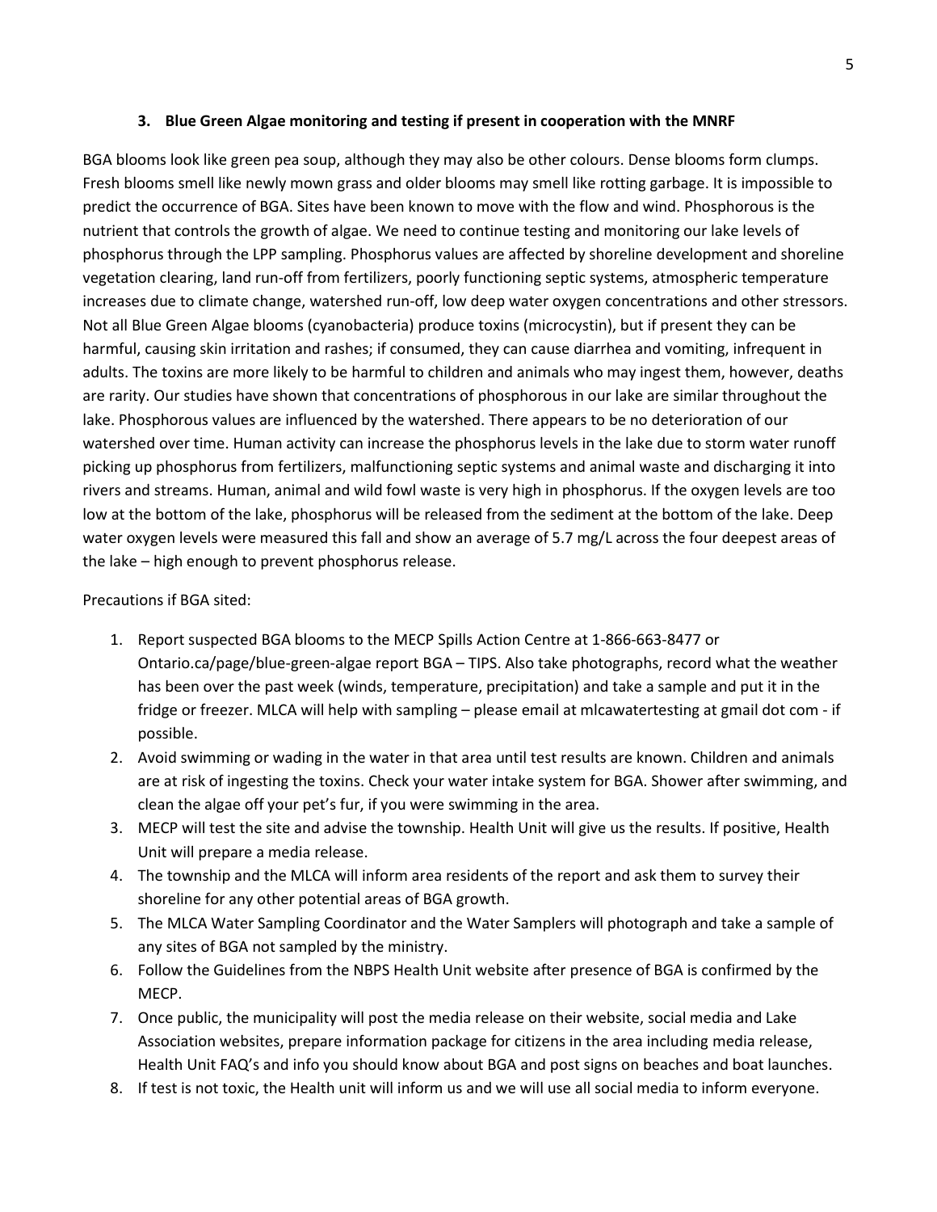### 3. Blue Green Algae monitoring and testing if present in cooperation with the MNRF

BGA blooms look like green pea soup, although they may also be other colours. Dense blooms form clumps. Fresh blooms smell like newly mown grass and older blooms may smell like rotting garbage. It is impossible to predict the occurrence of BGA. Sites have been known to move with the flow and wind. Phosphorous is the nutrient that controls the growth of algae. We need to continue testing and monitoring our lake levels of phosphorus through the LPP sampling. Phosphorus values are affected by shoreline development and shoreline vegetation clearing, land run-off from fertilizers, poorly functioning septic systems, atmospheric temperature increases due to climate change, watershed run-off, low deep water oxygen concentrations and other stressors. Not all Blue Green Algae blooms (cyanobacteria) produce toxins (microcystin), but if present they can be harmful, causing skin irritation and rashes; if consumed, they can cause diarrhea and vomiting, infrequent in adults. The toxins are more likely to be harmful to children and animals who may ingest them, however, deaths are rarity. Our studies have shown that concentrations of phosphorous in our lake are similar throughout the lake. Phosphorous values are influenced by the watershed. There appears to be no deterioration of our watershed over time. Human activity can increase the phosphorus levels in the lake due to storm water runoff picking up phosphorus from fertilizers, malfunctioning septic systems and animal waste and discharging it into rivers and streams. Human, animal and wild fowl waste is very high in phosphorus. If the oxygen levels are too low at the bottom of the lake, phosphorus will be released from the sediment at the bottom of the lake. Deep water oxygen levels were measured this fall and show an average of 5.7 mg/L across the four deepest areas of the lake – high enough to prevent phosphorus release.

Precautions if BGA sited:

1. Report suspected BGA blooms to the MECP Spills Action Centre at 1-866-663-8477 or Ontario.ca/page/blue-green-algae report BGA – TIPS. Also take photographs, record what the weather has been over the past week (winds, temperature, precipitation) and take a sample and put it in the fridge or freezer. MLCA will help with sampling – please email at mlcawatertesting at gmail dot com - if possible.
2. Avoid swimming or wading in the water in that area until test results are known. Children and animals are at risk of ingesting the toxins. Check your water intake system for BGA. Shower after swimming, and clean the algae off your pet's fur, if you were swimming in the area.
3. MECP will test the site and advise the township. Health Unit will give us the results. If positive, Health Unit will prepare a media release.
4. The township and the MLCA will inform area residents of the report and ask them to survey their shoreline for any other potential areas of BGA growth.
5. The MLCA Water Sampling Coordinator and the Water Samplers will photograph and take a sample of any sites of BGA not sampled by the ministry.
6. Follow the Guidelines from the NBPS Health Unit website after presence of BGA is confirmed by the MECP.
7. Once public, the municipality will post the media release on their website, social media and Lake Association websites, prepare information package for citizens in the area including media release, Health Unit FAQ's and info you should know about BGA and post signs on beaches and boat launches.
8. If test is not toxic, the Health unit will inform us and we will use all social media to inform everyone.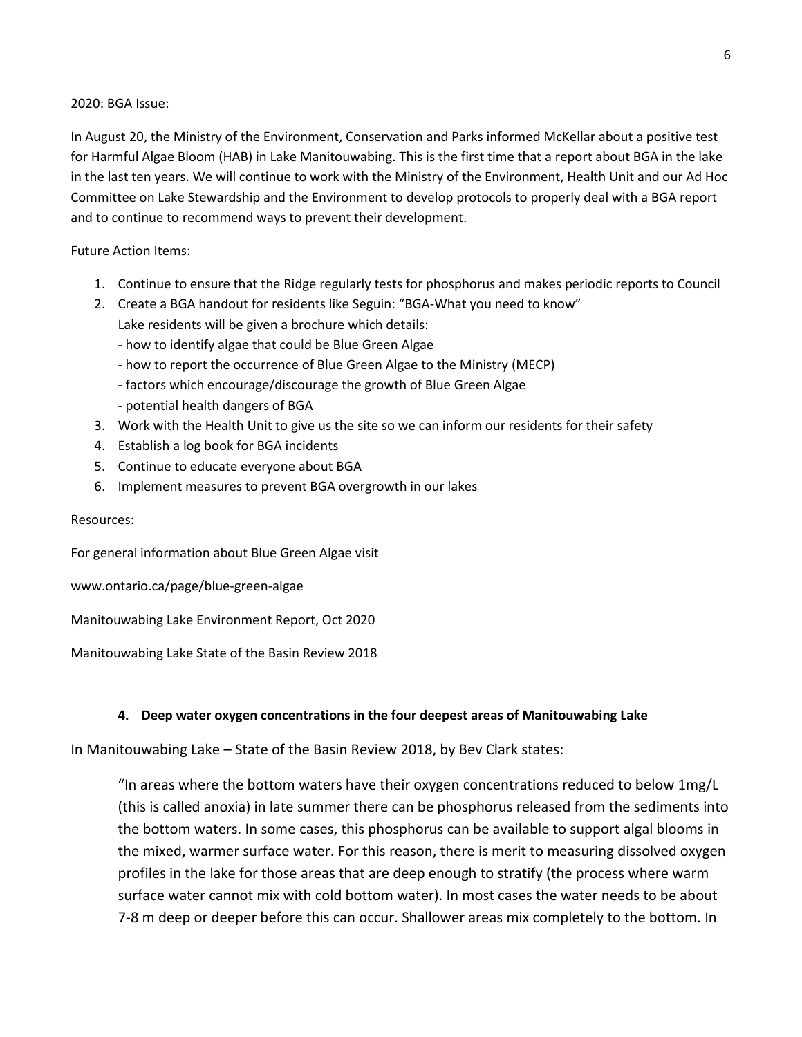2020: BGA Issue:

In August 20, the Ministry of the Environment, Conservation and Parks informed McKellar about a positive test for Harmful Algae Bloom (HAB) in Lake Manitouwabing. This is the first time that a report about BGA in the lake in the last ten years. We will continue to work with the Ministry of the Environment, Health Unit and our Ad Hoc Committee on Lake Stewardship and the Environment to develop protocols to properly deal with a BGA report and to continue to recommend ways to prevent their development.

Future Action Items:

1. Continue to ensure that the Ridge regularly tests for phosphorus and makes periodic reports to Council
2. Create a BGA handout for residents like Seguin: "BGA-What you need to know"
   Lake residents will be given a brochure which details:
   - how to identify algae that could be Blue Green Algae
   - how to report the occurrence of Blue Green Algae to the Ministry (MECP)
   - factors which encourage/discourage the growth of Blue Green Algae
   - potential health dangers of BGA
3. Work with the Health Unit to give us the site so we can inform our residents for their safety
4. Establish a log book for BGA incidents
5. Continue to educate everyone about BGA
6. Implement measures to prevent BGA overgrowth in our lakes

Resources:

For general information about Blue Green Algae visit

www.ontario.ca/page/blue-green-algae

Manitouwabing Lake Environment Report, Oct 2020

Manitouwabing Lake State of the Basin Review 2018

#### 4. Deep water oxygen concentrations in the four deepest areas of Manitouwabing Lake

In Manitouwabing Lake – State of the Basin Review 2018, by Bev Clark states:

> "In areas where the bottom waters have their oxygen concentrations reduced to below 1mg/L (this is called anoxia) in late summer there can be phosphorus released from the sediments into the bottom waters. In some cases, this phosphorus can be available to support algal blooms in the mixed, warmer surface water. For this reason, there is merit to measuring dissolved oxygen profiles in the lake for those areas that are deep enough to stratify (the process where warm surface water cannot mix with cold bottom water). In most cases the water needs to be about 7-8 m deep or deeper before this can occur. Shallower areas mix completely to the bottom. In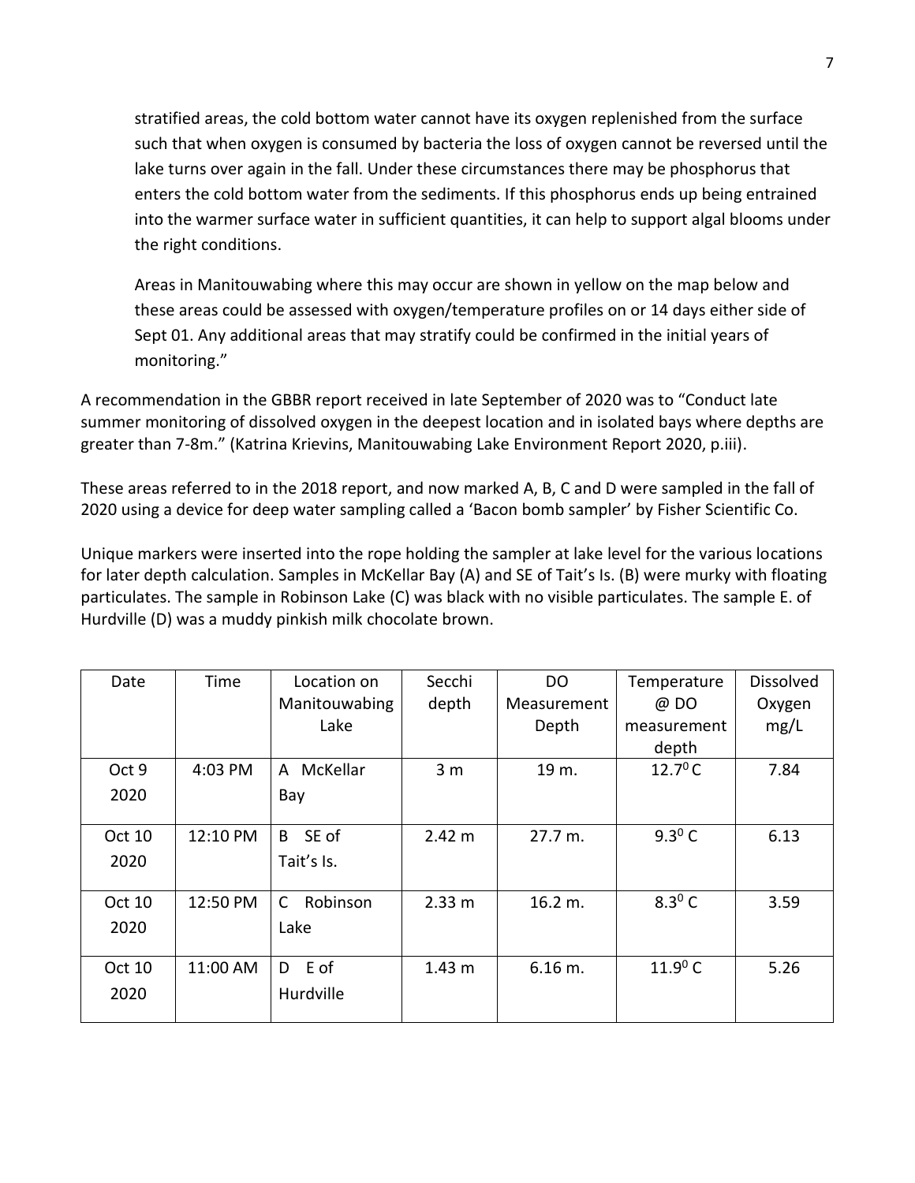stratified areas, the cold bottom water cannot have its oxygen replenished from the surface such that when oxygen is consumed by bacteria the loss of oxygen cannot be reversed until the lake turns over again in the fall. Under these circumstances there may be phosphorus that enters the cold bottom water from the sediments. If this phosphorus ends up being entrained into the warmer surface water in sufficient quantities, it can help to support algal blooms under the right conditions.

> Areas in Manitouwabing where this may occur are shown in yellow on the map below and these areas could be assessed with oxygen/temperature profiles on or 14 days either side of Sept 01. Any additional areas that may stratify could be confirmed in the initial years of monitoring."

A recommendation in the GBBR report received in late September of 2020 was to "Conduct late summer monitoring of dissolved oxygen in the deepest location and in isolated bays where depths are greater than 7-8m." (Katrina Krievins, Manitouwabing Lake Environment Report 2020, p.iii).

These areas referred to in the 2018 report, and now marked A, B, C and D were sampled in the fall of 2020 using a device for deep water sampling called a 'Bacon bomb sampler' by Fisher Scientific Co.

Unique markers were inserted into the rope holding the sampler at lake level for the various locations for later depth calculation. Samples in McKellar Bay (A) and SE of Tait's Is. (B) were murky with floating particulates. The sample in Robinson Lake (C) was black with no visible particulates. The sample E. of Hurdville (D) was a muddy pinkish milk chocolate brown.

| Date | Time | Location on Manitouwabing Lake | Secchi depth | DO Measurement Depth | Temperature @ DO measurement depth | Dissolved Oxygen mg/L |
|---|---|---|---|---|---|---|
| Oct 9 2020 | 4:03 PM | A McKellar Bay | 3 m | 19 m. | $12.7^0$ C | 7.84 |
| Oct 10 2020 | 12:10 PM | B SE of Tait's Is. | 2.42 m | 27.7 m. | $9.3^0$ C | 6.13 |
| Oct 10 2020 | 12:50 PM | C Robinson Lake | 2.33 m | 16.2 m. | $8.3^0$ C | 3.59 |
| Oct 10 2020 | 11:00 AM | D E of Hurdville | 1.43 m | 6.16 m. | $11.9^0$ C | 5.26 |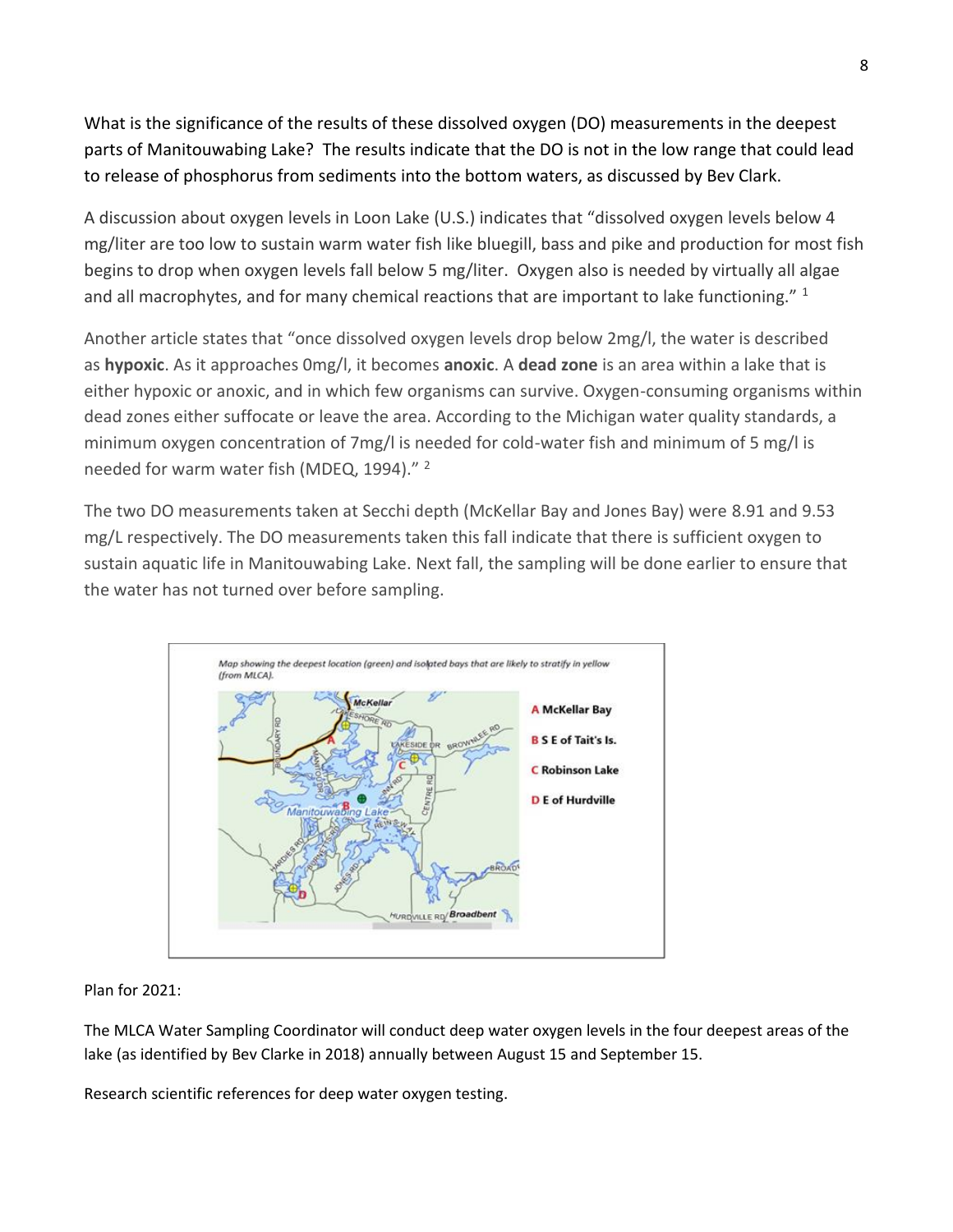What is the significance of the results of these dissolved oxygen (DO) measurements in the deepest parts of Manitouwabing Lake? The results indicate that the DO is not in the low range that could lead to release of phosphorus from sediments into the bottom waters, as discussed by Bev Clark.

A discussion about oxygen levels in Loon Lake (U.S.) indicates that "dissolved oxygen levels below 4 mg/liter are too low to sustain warm water fish like bluegill, bass and pike and production for most fish begins to drop when oxygen levels fall below 5 mg/liter. Oxygen also is needed by virtually all algae and all macrophytes, and for many chemical reactions that are important to lake functioning." [1]

Another article states that "once dissolved oxygen levels drop below 2mg/l, the water is described as **hypoxic**. As it approaches 0mg/l, it becomes **anoxic**. A **dead zone** is an area within a lake that is either hypoxic or anoxic, and in which few organisms can survive. Oxygen-consuming organisms within dead zones either suffocate or leave the area. According to the Michigan water quality standards, a minimum oxygen concentration of 7mg/l is needed for cold-water fish and minimum of 5 mg/l is needed for warm water fish (MDEQ, 1994)." [2]

The two DO measurements taken at Secchi depth (McKellar Bay and Jones Bay) were 8.91 and 9.53 mg/L respectively. The DO measurements taken this fall indicate that there is sufficient oxygen to sustain aquatic life in Manitouwabing Lake. Next fall, the sampling will be done earlier to ensure that the water has not turned over before sampling.

*Map showing the deepest location (green) and isolated bays that are likely to stratify in yellow (from MLCA).*

**A** McKellar Bay
**B** S E of Tait's Is.
**C** Robinson Lake
**D** E of Hurdville

Plan for 2021:

The MLCA Water Sampling Coordinator will conduct deep water oxygen levels in the four deepest areas of the lake (as identified by Bev Clarke in 2018) annually between August 15 and September 15.

Research scientific references for deep water oxygen testing.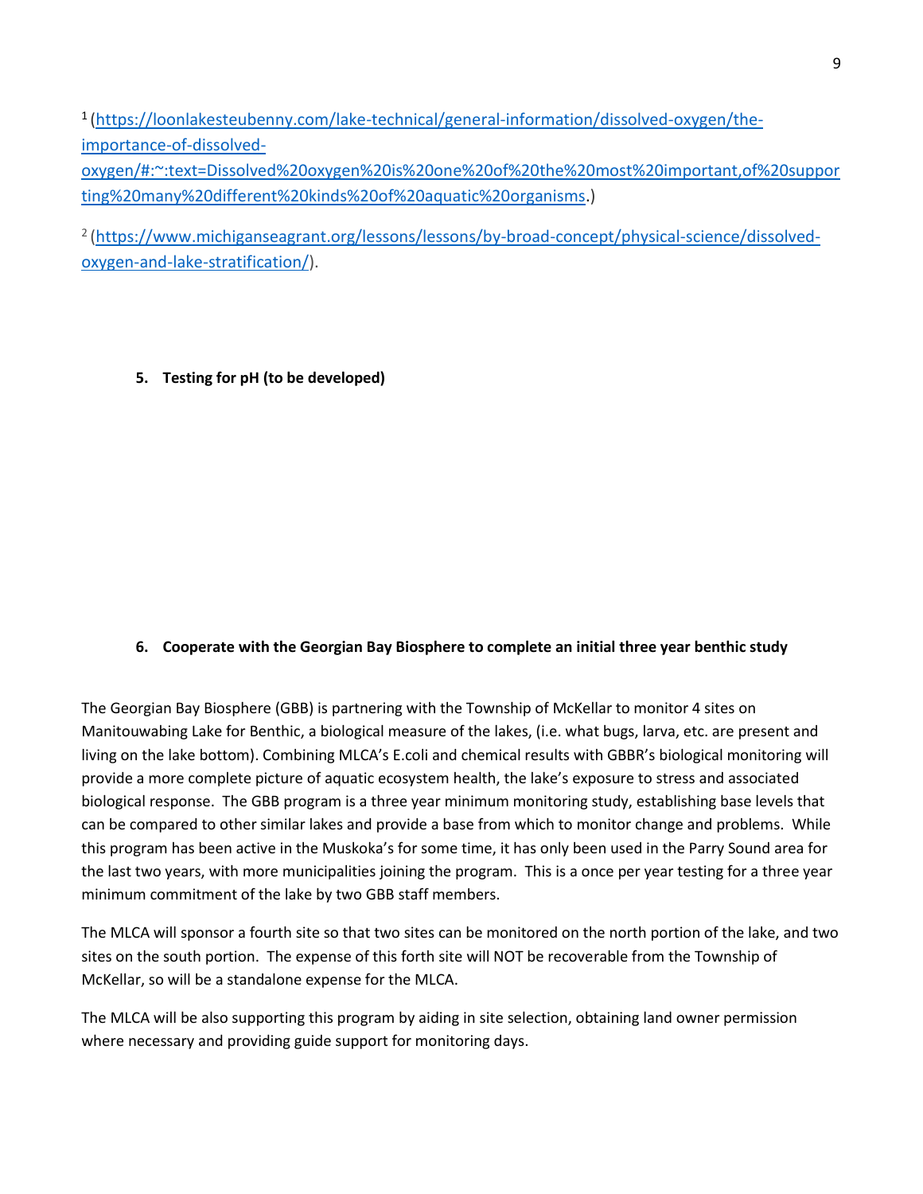[1] (https://loonlakesteubenny.com/lake-technical/general-information/dissolved-oxygen/the-importance-of-dissolved-oxygen/#:~:text=Dissolved%20oxygen%20is%20one%20of%20the%20most%20important,of%20supporting%20many%20different%20kinds%20of%20aquatic%20organisms.)

[2] (https://www.michiganseagrant.org/lessons/lessons/by-broad-concept/physical-science/dissolved-oxygen-and-lake-stratification/).

**5. Testing for pH (to be developed)**

**6. Cooperate with the Georgian Bay Biosphere to complete an initial three year benthic study**

The Georgian Bay Biosphere (GBB) is partnering with the Township of McKellar to monitor 4 sites on Manitouwabing Lake for Benthic, a biological measure of the lakes, (i.e. what bugs, larva, etc. are present and living on the lake bottom). Combining MLCA's E.coli and chemical results with GBBR's biological monitoring will provide a more complete picture of aquatic ecosystem health, the lake's exposure to stress and associated biological response. The GBB program is a three year minimum monitoring study, establishing base levels that can be compared to other similar lakes and provide a base from which to monitor change and problems. While this program has been active in the Muskoka's for some time, it has only been used in the Parry Sound area for the last two years, with more municipalities joining the program. This is a once per year testing for a three year minimum commitment of the lake by two GBB staff members.

The MLCA will sponsor a fourth site so that two sites can be monitored on the north portion of the lake, and two sites on the south portion. The expense of this forth site will NOT be recoverable from the Township of McKellar, so will be a standalone expense for the MLCA.

The MLCA will be also supporting this program by aiding in site selection, obtaining land owner permission where necessary and providing guide support for monitoring days.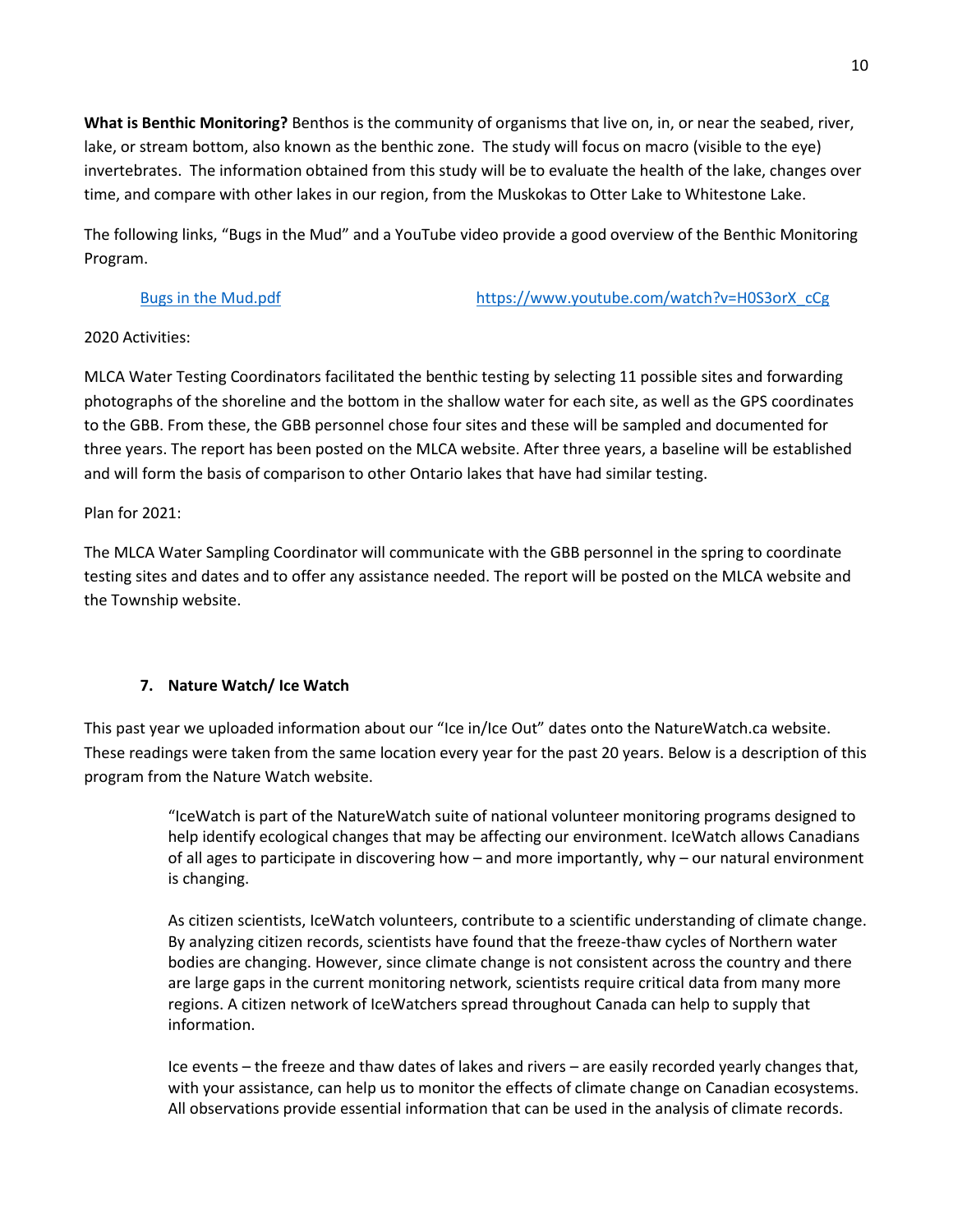**What is Benthic Monitoring?** Benthos is the community of organisms that live on, in, or near the seabed, river, lake, or stream bottom, also known as the benthic zone. The study will focus on macro (visible to the eye) invertebrates. The information obtained from this study will be to evaluate the health of the lake, changes over time, and compare with other lakes in our region, from the Muskokas to Otter Lake to Whitestone Lake.

The following links, "Bugs in the Mud" and a YouTube video provide a good overview of the Benthic Monitoring Program.

[Bugs in the Mud.pdf](Bugs in the Mud.pdf)  [https://www.youtube.com/watch?v=H0S3orX_cCg](https://www.youtube.com/watch?v=H0S3orX_cCg)

2020 Activities:

MLCA Water Testing Coordinators facilitated the benthic testing by selecting 11 possible sites and forwarding photographs of the shoreline and the bottom in the shallow water for each site, as well as the GPS coordinates to the GBB. From these, the GBB personnel chose four sites and these will be sampled and documented for three years. The report has been posted on the MLCA website. After three years, a baseline will be established and will form the basis of comparison to other Ontario lakes that have had similar testing.

Plan for 2021:

The MLCA Water Sampling Coordinator will communicate with the GBB personnel in the spring to coordinate testing sites and dates and to offer any assistance needed. The report will be posted on the MLCA website and the Township website.

### 7. Nature Watch/ Ice Watch

This past year we uploaded information about our "Ice in/Ice Out" dates onto the NatureWatch.ca website. These readings were taken from the same location every year for the past 20 years. Below is a description of this program from the Nature Watch website.

> "IceWatch is part of the NatureWatch suite of national volunteer monitoring programs designed to help identify ecological changes that may be affecting our environment. IceWatch allows Canadians of all ages to participate in discovering how – and more importantly, why – our natural environment is changing.
>
> As citizen scientists, IceWatch volunteers, contribute to a scientific understanding of climate change. By analyzing citizen records, scientists have found that the freeze-thaw cycles of Northern water bodies are changing. However, since climate change is not consistent across the country and there are large gaps in the current monitoring network, scientists require critical data from many more regions. A citizen network of IceWatchers spread throughout Canada can help to supply that information.
>
> Ice events – the freeze and thaw dates of lakes and rivers – are easily recorded yearly changes that, with your assistance, can help us to monitor the effects of climate change on Canadian ecosystems. All observations provide essential information that can be used in the analysis of climate records.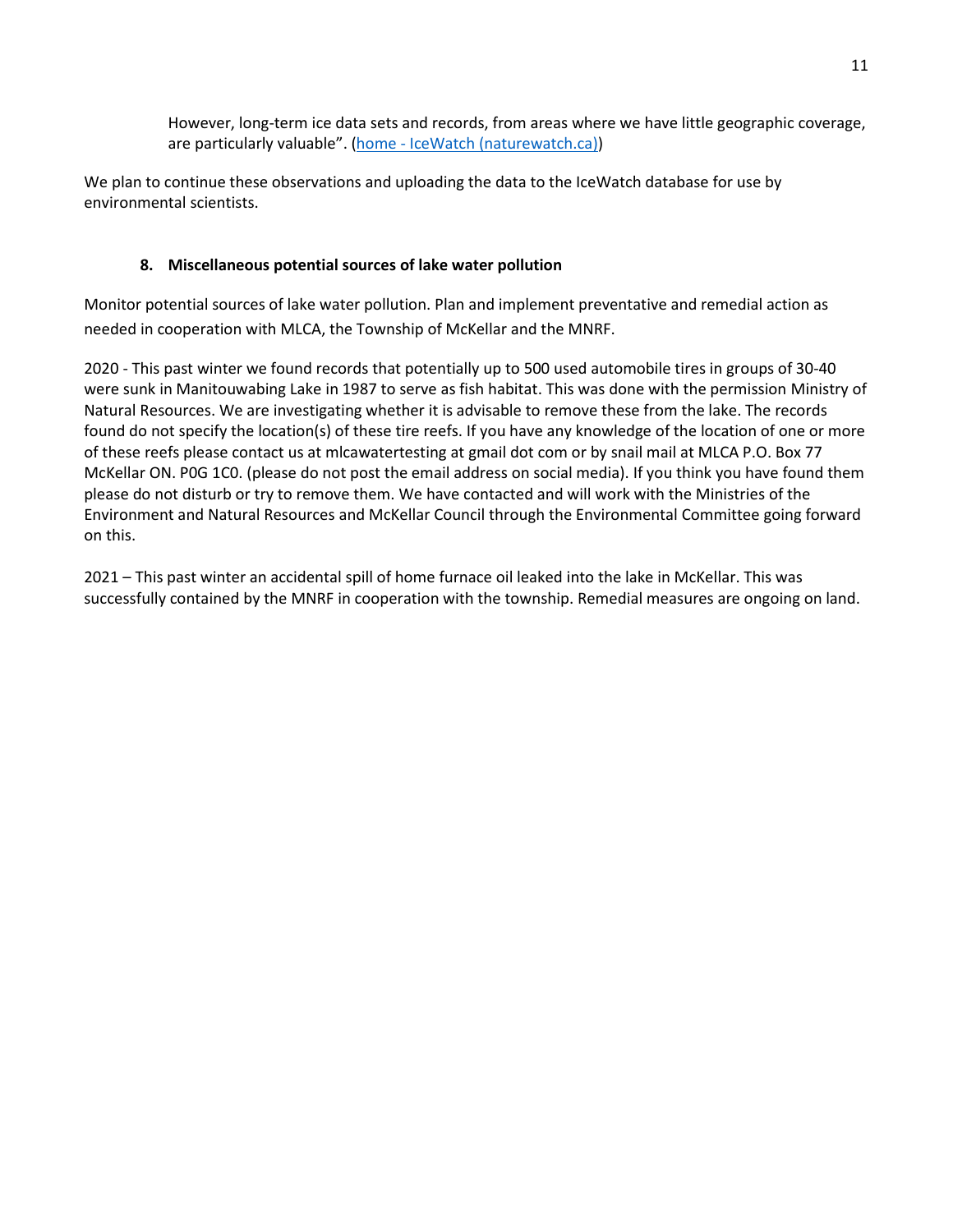However, long-term ice data sets and records, from areas where we have little geographic coverage, are particularly valuable”. ([home - IceWatch (naturewatch.ca)](home - IceWatch (naturewatch.ca)))

We plan to continue these observations and uploading the data to the IceWatch database for use by environmental scientists.

### 8. Miscellaneous potential sources of lake water pollution

Monitor potential sources of lake water pollution. Plan and implement preventative and remedial action as needed in cooperation with MLCA, the Township of McKellar and the MNRF.

2020 - This past winter we found records that potentially up to 500 used automobile tires in groups of 30-40 were sunk in Manitouwabing Lake in 1987 to serve as fish habitat. This was done with the permission Ministry of Natural Resources. We are investigating whether it is advisable to remove these from the lake. The records found do not specify the location(s) of these tire reefs. If you have any knowledge of the location of one or more of these reefs please contact us at mlcawatertesting at gmail dot com or by snail mail at MLCA P.O. Box 77 McKellar ON. P0G 1C0. (please do not post the email address on social media). If you think you have found them please do not disturb or try to remove them. We have contacted and will work with the Ministries of the Environment and Natural Resources and McKellar Council through the Environmental Committee going forward on this.

2021 – This past winter an accidental spill of home furnace oil leaked into the lake in McKellar. This was successfully contained by the MNRF in cooperation with the township. Remedial measures are ongoing on land.